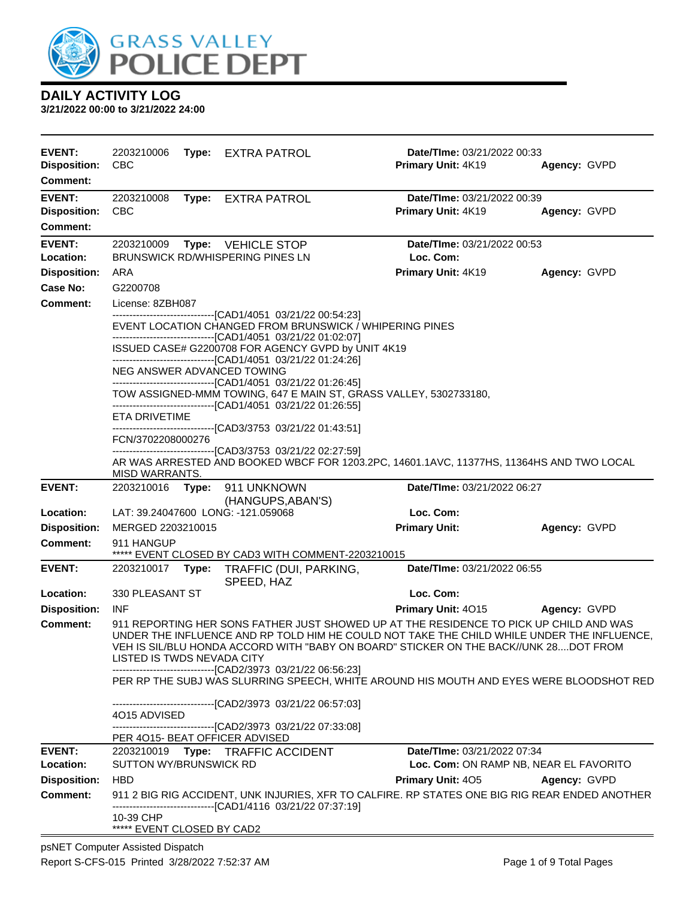GRASS VALLEY POLICE DEPT

## DAILY ACTIVITY LOG

**3/21/2022 00:00 to 3/21/2022 24:00**

---

**EVENT:** 2203210006 **Type:** EXTRA PATROL **Date/TIme:** 03/21/2022 00:33
**Disposition:** CBC **Primary Unit:** 4K19 **Agency:** GVPD
**Comment:**

---

**EVENT:** 2203210008 **Type:** EXTRA PATROL **Date/TIme:** 03/21/2022 00:39
**Disposition:** CBC **Primary Unit:** 4K19 **Agency:** GVPD
**Comment:**

---

**EVENT:** 2203210009 **Type:** VEHICLE STOP **Date/TIme:** 03/21/2022 00:53
**Location:** BRUNSWICK RD/WHISPERING PINES LN **Loc. Com:**
**Disposition:** ARA **Primary Unit:** 4K19 **Agency:** GVPD
**Case No:** G2200708
**Comment:** License: 8ZBH087

------------------------------[CAD1/4051 03/21/22 00:54:23]
EVENT LOCATION CHANGED FROM BRUNSWICK / WHIPERING PINES
------------------------------[CAD1/4051 03/21/22 01:02:07]
ISSUED CASE# G2200708 FOR AGENCY GVPD by UNIT 4K19
------------------------------[CAD1/4051 03/21/22 01:24:26]
NEG ANSWER ADVANCED TOWING
------------------------------[CAD1/4051 03/21/22 01:26:45]
TOW ASSIGNED-MMM TOWING, 647 E MAIN ST, GRASS VALLEY, 5302733180,
------------------------------[CAD1/4051 03/21/22 01:26:55]
ETA DRIVETIME
------------------------------[CAD3/3753 03/21/22 01:43:51]
FCN/3702208000276
------------------------------[CAD3/3753 03/21/22 02:27:59]
AR WAS ARRESTED AND BOOKED WBCF FOR 1203.2PC, 14601.1AVC, 11377HS, 11364HS AND TWO LOCAL MISD WARRANTS.

---

**EVENT:** 2203210016 **Type:** 911 UNKNOWN (HANGUPS,ABAN'S) **Date/TIme:** 03/21/2022 06:27
**Location:** LAT: 39.24047600 LONG: -121.059068 **Loc. Com:**
**Disposition:** MERGED 2203210015 **Primary Unit:** **Agency:** GVPD
**Comment:** 911 HANGUP

***** EVENT CLOSED BY CAD3 WITH COMMENT-2203210015

---

**EVENT:** 2203210017 **Type:** TRAFFIC (DUI, PARKING, SPEED, HAZ **Date/TIme:** 03/21/2022 06:55
**Location:** 330 PLEASANT ST **Loc. Com:**
**Disposition:** INF **Primary Unit:** 4O15 **Agency:** GVPD
**Comment:** 911 REPORTING HER SONS FATHER JUST SHOWED UP AT THE RESIDENCE TO PICK UP CHILD AND WAS UNDER THE INFLUENCE AND RP TOLD HIM HE COULD NOT TAKE THE CHILD WHILE UNDER THE INFLUENCE, VEH IS SIL/BLU HONDA ACCORD WITH "BABY ON BOARD" STICKER ON THE BACK//UNK 28....DOT FROM LISTED IS TWDS NEVADA CITY

------------------------------[CAD2/3973 03/21/22 06:56:23]
PER RP THE SUBJ WAS SLURRING SPEECH, WHITE AROUND HIS MOUTH AND EYES WERE BLOODSHOT RED
------------------------------[CAD2/3973 03/21/22 06:57:03]
4O15 ADVISED
------------------------------[CAD2/3973 03/21/22 07:33:08]
PER 4O15- BEAT OFFICER ADVISED

---

**EVENT:** 2203210019 **Type:** TRAFFIC ACCIDENT **Date/TIme:** 03/21/2022 07:34
**Location:** SUTTON WY/BRUNSWICK RD **Loc. Com:** ON RAMP NB, NEAR EL FAVORITO
**Disposition:** HBD **Primary Unit:** 4O5 **Agency:** GVPD
**Comment:** 911 2 BIG RIG ACCIDENT, UNK INJURIES, XFR TO CALFIRE. RP STATES ONE BIG RIG REAR ENDED ANOTHER

------------------------------[CAD1/4116 03/21/22 07:37:19]
10-39 CHP

***** EVENT CLOSED BY CAD2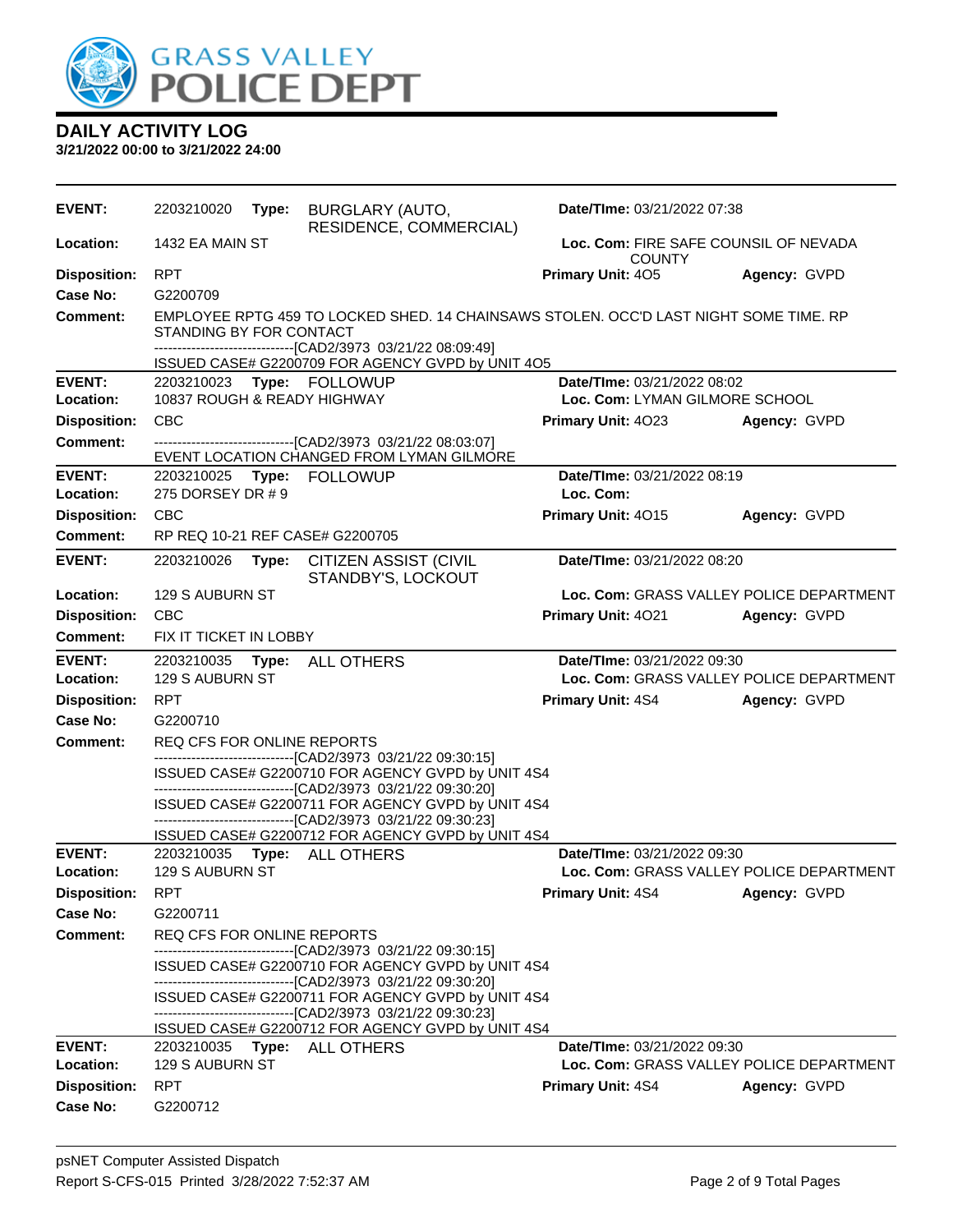GRASS VALLEY POLICE DEPT

## DAILY ACTIVITY LOG

**3/21/2022 00:00 to 3/21/2022 24:00**

---

**EVENT:** 2203210020 **Type:** BURGLARY (AUTO, RESIDENCE, COMMERCIAL) **Date/TIme:** 03/21/2022 07:38
**Location:** 1432 EA MAIN ST **Loc. Com:** FIRE SAFE COUNSIL OF NEVADA COUNTY
**Disposition:** RPT **Primary Unit:** 4O5 **Agency:** GVPD
**Case No:** G2200709
**Comment:** EMPLOYEE RPTG 459 TO LOCKED SHED. 14 CHAINSAWS STOLEN. OCC'D LAST NIGHT SOME TIME. RP STANDING BY FOR CONTACT
------------------------------[CAD2/3973 03/21/22 08:09:49]
ISSUED CASE# G2200709 FOR AGENCY GVPD by UNIT 4O5

---

**EVENT:** 2203210023 **Type:** FOLLOWUP **Date/TIme:** 03/21/2022 08:02
**Location:** 10837 ROUGH & READY HIGHWAY **Loc. Com:** LYMAN GILMORE SCHOOL
**Disposition:** CBC **Primary Unit:** 4O23 **Agency:** GVPD
**Comment:** ------------------------------[CAD2/3973 03/21/22 08:03:07]
EVENT LOCATION CHANGED FROM LYMAN GILMORE

---

**EVENT:** 2203210025 **Type:** FOLLOWUP **Date/TIme:** 03/21/2022 08:19
**Location:** 275 DORSEY DR # 9 **Loc. Com:**
**Disposition:** CBC **Primary Unit:** 4O15 **Agency:** GVPD
**Comment:** RP REQ 10-21 REF CASE# G2200705

---

**EVENT:** 2203210026 **Type:** CITIZEN ASSIST (CIVIL STANDBY'S, LOCKOUT **Date/TIme:** 03/21/2022 08:20
**Location:** 129 S AUBURN ST **Loc. Com:** GRASS VALLEY POLICE DEPARTMENT
**Disposition:** CBC **Primary Unit:** 4O21 **Agency:** GVPD
**Comment:** FIX IT TICKET IN LOBBY

---

**EVENT:** 2203210035 **Type:** ALL OTHERS **Date/TIme:** 03/21/2022 09:30
**Location:** 129 S AUBURN ST **Loc. Com:** GRASS VALLEY POLICE DEPARTMENT
**Disposition:** RPT **Primary Unit:** 4S4 **Agency:** GVPD
**Case No:** G2200710
**Comment:** REQ CFS FOR ONLINE REPORTS
------------------------------[CAD2/3973 03/21/22 09:30:15]
ISSUED CASE# G2200710 FOR AGENCY GVPD by UNIT 4S4
------------------------------[CAD2/3973 03/21/22 09:30:20]
ISSUED CASE# G2200711 FOR AGENCY GVPD by UNIT 4S4
------------------------------[CAD2/3973 03/21/22 09:30:23]
ISSUED CASE# G2200712 FOR AGENCY GVPD by UNIT 4S4

---

**EVENT:** 2203210035 **Type:** ALL OTHERS **Date/TIme:** 03/21/2022 09:30
**Location:** 129 S AUBURN ST **Loc. Com:** GRASS VALLEY POLICE DEPARTMENT
**Disposition:** RPT **Primary Unit:** 4S4 **Agency:** GVPD
**Case No:** G2200711
**Comment:** REQ CFS FOR ONLINE REPORTS
------------------------------[CAD2/3973 03/21/22 09:30:15]
ISSUED CASE# G2200710 FOR AGENCY GVPD by UNIT 4S4
------------------------------[CAD2/3973 03/21/22 09:30:20]
ISSUED CASE# G2200711 FOR AGENCY GVPD by UNIT 4S4
------------------------------[CAD2/3973 03/21/22 09:30:23]
ISSUED CASE# G2200712 FOR AGENCY GVPD by UNIT 4S4

---

**EVENT:** 2203210035 **Type:** ALL OTHERS **Date/TIme:** 03/21/2022 09:30
**Location:** 129 S AUBURN ST **Loc. Com:** GRASS VALLEY POLICE DEPARTMENT
**Disposition:** RPT **Primary Unit:** 4S4 **Agency:** GVPD
**Case No:** G2200712

---

psNET Computer Assisted Dispatch
Report S-CFS-015 Printed 3/28/2022 7:52:37 AM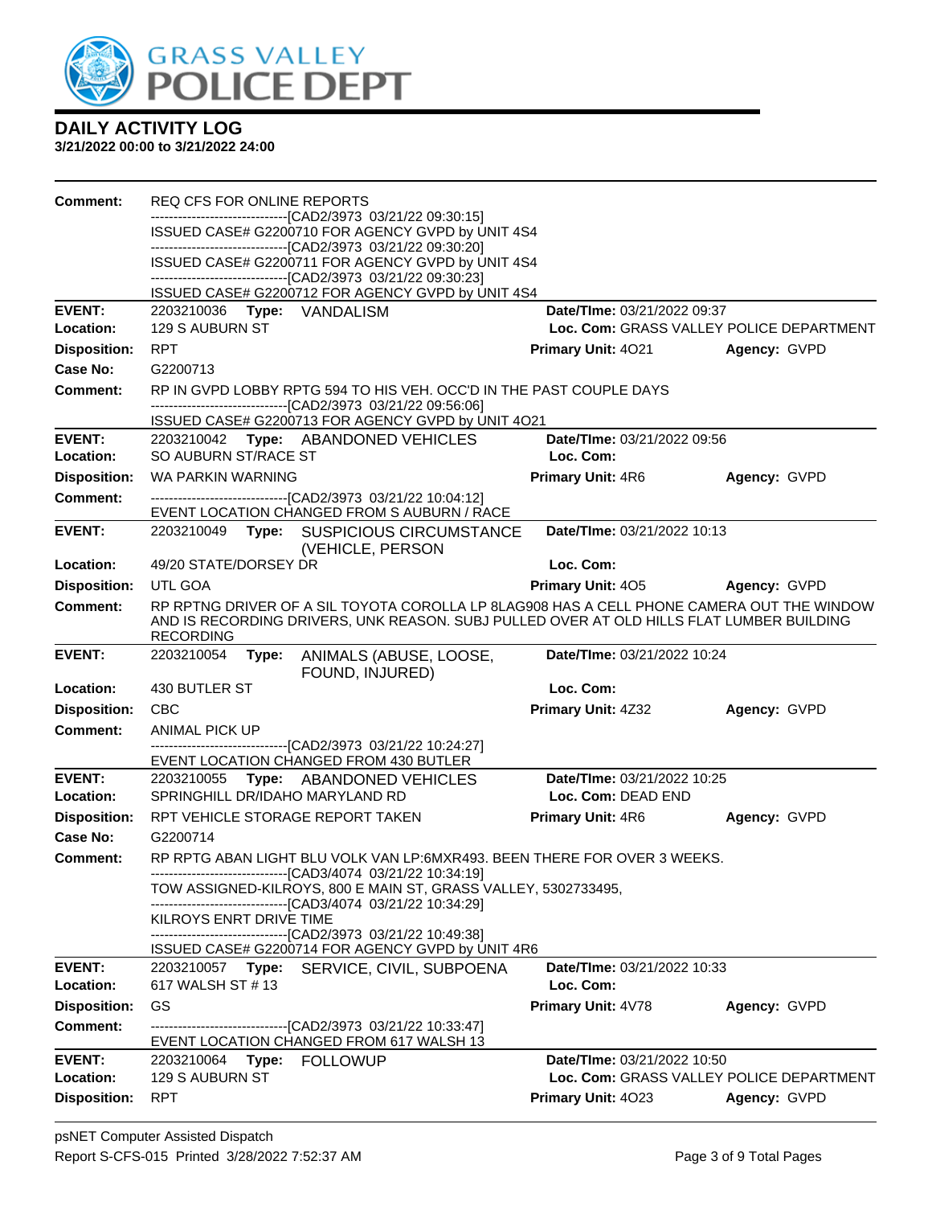# DAILY ACTIVITY LOG

**3/21/2022 00:00 to 3/21/2022 24:00**

**Comment:** REQ CFS FOR ONLINE REPORTS
------------------------------[CAD2/3973 03/21/22 09:30:15]
ISSUED CASE# G2200710 FOR AGENCY GVPD by UNIT 4S4
------------------------------[CAD2/3973 03/21/22 09:30:20]
ISSUED CASE# G2200711 FOR AGENCY GVPD by UNIT 4S4
------------------------------[CAD2/3973 03/21/22 09:30:23]
ISSUED CASE# G2200712 FOR AGENCY GVPD by UNIT 4S4

---

**EVENT:** 2203210036 **Type:** VANDALISM **Date/TIme:** 03/21/2022 09:37
**Location:** 129 S AUBURN ST **Loc. Com:** GRASS VALLEY POLICE DEPARTMENT
**Disposition:** RPT **Primary Unit:** 4O21 **Agency:** GVPD
**Case No:** G2200713
**Comment:** RP IN GVPD LOBBY RPTG 594 TO HIS VEH. OCC'D IN THE PAST COUPLE DAYS
------------------------------[CAD2/3973 03/21/22 09:56:06]
ISSUED CASE# G2200713 FOR AGENCY GVPD by UNIT 4O21

---

**EVENT:** 2203210042 **Type:** ABANDONED VEHICLES **Date/TIme:** 03/21/2022 09:56
**Location:** SO AUBURN ST/RACE ST **Loc. Com:**
**Disposition:** WA PARKIN WARNING **Primary Unit:** 4R6 **Agency:** GVPD
**Comment:** ------------------------------[CAD2/3973 03/21/22 10:04:12]
EVENT LOCATION CHANGED FROM S AUBURN / RACE

---

**EVENT:** 2203210049 **Type:** SUSPICIOUS CIRCUMSTANCE (VEHICLE, PERSON **Date/TIme:** 03/21/2022 10:13
**Location:** 49/20 STATE/DORSEY DR **Loc. Com:**
**Disposition:** UTL GOA **Primary Unit:** 4O5 **Agency:** GVPD
**Comment:** RP RPTNG DRIVER OF A SIL TOYOTA COROLLA LP 8LAG908 HAS A CELL PHONE CAMERA OUT THE WINDOW AND IS RECORDING DRIVERS, UNK REASON. SUBJ PULLED OVER AT OLD HILLS FLAT LUMBER BUILDING RECORDING

---

**EVENT:** 2203210054 **Type:** ANIMALS (ABUSE, LOOSE, FOUND, INJURED) **Date/TIme:** 03/21/2022 10:24
**Location:** 430 BUTLER ST **Loc. Com:**
**Disposition:** CBC **Primary Unit:** 4Z32 **Agency:** GVPD
**Comment:** ANIMAL PICK UP
------------------------------[CAD2/3973 03/21/22 10:24:27]
EVENT LOCATION CHANGED FROM 430 BUTLER

---

**EVENT:** 2203210055 **Type:** ABANDONED VEHICLES **Date/TIme:** 03/21/2022 10:25
**Location:** SPRINGHILL DR/IDAHO MARYLAND RD **Loc. Com:** DEAD END
**Disposition:** RPT VEHICLE STORAGE REPORT TAKEN **Primary Unit:** 4R6 **Agency:** GVPD
**Case No:** G2200714
**Comment:** RP RPTG ABAN LIGHT BLU VOLK VAN LP:6MXR493. BEEN THERE FOR OVER 3 WEEKS.
------------------------------[CAD3/4074 03/21/22 10:34:19]
TOW ASSIGNED-KILROYS, 800 E MAIN ST, GRASS VALLEY, 5302733495,
------------------------------[CAD3/4074 03/21/22 10:34:29]
KILROYS ENRT DRIVE TIME
------------------------------[CAD2/3973 03/21/22 10:49:38]
ISSUED CASE# G2200714 FOR AGENCY GVPD by UNIT 4R6

---

**EVENT:** 2203210057 **Type:** SERVICE, CIVIL, SUBPOENA **Date/TIme:** 03/21/2022 10:33
**Location:** 617 WALSH ST # 13 **Loc. Com:**
**Disposition:** GS **Primary Unit:** 4V78 **Agency:** GVPD
**Comment:** ------------------------------[CAD2/3973 03/21/22 10:33:47]
EVENT LOCATION CHANGED FROM 617 WALSH 13

---

**EVENT:** 2203210064 **Type:** FOLLOWUP **Date/TIme:** 03/21/2022 10:50
**Location:** 129 S AUBURN ST **Loc. Com:** GRASS VALLEY POLICE DEPARTMENT
**Disposition:** RPT **Primary Unit:** 4O23 **Agency:** GVPD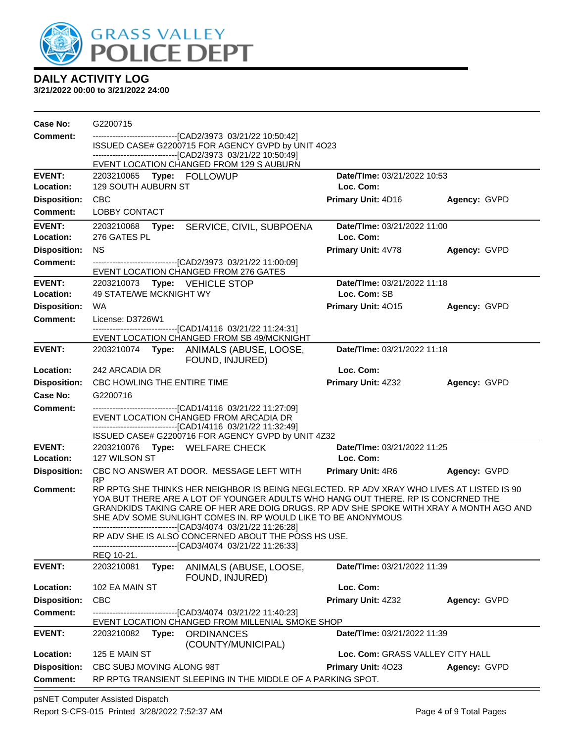# GRASS VALLEY POLICE DEPT

## DAILY ACTIVITY LOG

**3/21/2022 00:00 to 3/21/2022 24:00**

---

**Case No:** G2200715

**Comment:**
------------------------------[CAD2/3973 03/21/22 10:50:42]
ISSUED CASE# G2200715 FOR AGENCY GVPD by UNIT 4O23
------------------------------[CAD2/3973 03/21/22 10:50:49]
EVENT LOCATION CHANGED FROM 129 S AUBURN

---

**EVENT:** 2203210065 **Type:** FOLLOWUP **Date/TIme:** 03/21/2022 10:53
**Location:** 129 SOUTH AUBURN ST **Loc. Com:**
**Disposition:** CBC **Primary Unit:** 4D16 **Agency:** GVPD
**Comment:** LOBBY CONTACT

---

**EVENT:** 2203210068 **Type:** SERVICE, CIVIL, SUBPOENA **Date/TIme:** 03/21/2022 11:00
**Location:** 276 GATES PL **Loc. Com:**
**Disposition:** NS **Primary Unit:** 4V78 **Agency:** GVPD
**Comment:**
------------------------------[CAD2/3973 03/21/22 11:00:09]
EVENT LOCATION CHANGED FROM 276 GATES

---

**EVENT:** 2203210073 **Type:** VEHICLE STOP **Date/TIme:** 03/21/2022 11:18
**Location:** 49 STATE/WE MCKNIGHT WY **Loc. Com:** SB
**Disposition:** WA **Primary Unit:** 4O15 **Agency:** GVPD
**Comment:** License: D3726W1
------------------------------[CAD1/4116 03/21/22 11:24:31]
EVENT LOCATION CHANGED FROM SB 49/MCKNIGHT

---

**EVENT:** 2203210074 **Type:** ANIMALS (ABUSE, LOOSE, FOUND, INJURED) **Date/TIme:** 03/21/2022 11:18
**Location:** 242 ARCADIA DR **Loc. Com:**
**Disposition:** CBC HOWLING THE ENTIRE TIME **Primary Unit:** 4Z32 **Agency:** GVPD
**Case No:** G2200716
**Comment:**
------------------------------[CAD1/4116 03/21/22 11:27:09]
EVENT LOCATION CHANGED FROM ARCADIA DR
------------------------------[CAD1/4116 03/21/22 11:32:49]
ISSUED CASE# G2200716 FOR AGENCY GVPD by UNIT 4Z32

---

**EVENT:** 2203210076 **Type:** WELFARE CHECK **Date/TIme:** 03/21/2022 11:25
**Location:** 127 WILSON ST **Loc. Com:**
**Disposition:** CBC NO ANSWER AT DOOR. MESSAGE LEFT WITH RP **Primary Unit:** 4R6 **Agency:** GVPD
**Comment:** RP RPTG SHE THINKS HER NEIGHBOR IS BEING NEGLECTED. RP ADV XRAY WHO LIVES AT LISTED IS 90 YOA BUT THERE ARE A LOT OF YOUNGER ADULTS WHO HANG OUT THERE. RP IS CONCRNED THE GRANDKIDS TAKING CARE OF HER ARE DOIG DRUGS. RP ADV SHE SPOKE WITH XRAY A MONTH AGO AND SHE ADV SOME SUNLIGHT COMES IN. RP WOULD LIKE TO BE ANONYMOUS
------------------------------[CAD3/4074 03/21/22 11:26:28]
RP ADV SHE IS ALSO CONCERNED ABOUT THE POSS HS USE.
------------------------------[CAD3/4074 03/21/22 11:26:33]
REQ 10-21.

---

**EVENT:** 2203210081 **Type:** ANIMALS (ABUSE, LOOSE, FOUND, INJURED) **Date/TIme:** 03/21/2022 11:39
**Location:** 102 EA MAIN ST **Loc. Com:**
**Disposition:** CBC **Primary Unit:** 4Z32 **Agency:** GVPD
**Comment:**
------------------------------[CAD3/4074 03/21/22 11:40:23]
EVENT LOCATION CHANGED FROM MILLENIAL SMOKE SHOP

---

**EVENT:** 2203210082 **Type:** ORDINANCES (COUNTY/MUNICIPAL) **Date/TIme:** 03/21/2022 11:39
**Location:** 125 E MAIN ST **Loc. Com:** GRASS VALLEY CITY HALL
**Disposition:** CBC SUBJ MOVING ALONG 98T **Primary Unit:** 4O23 **Agency:** GVPD
**Comment:** RP RPTG TRANSIENT SLEEPING IN THE MIDDLE OF A PARKING SPOT.

---

psNET Computer Assisted Dispatch
Report S-CFS-015 Printed 3/28/2022 7:52:37 AM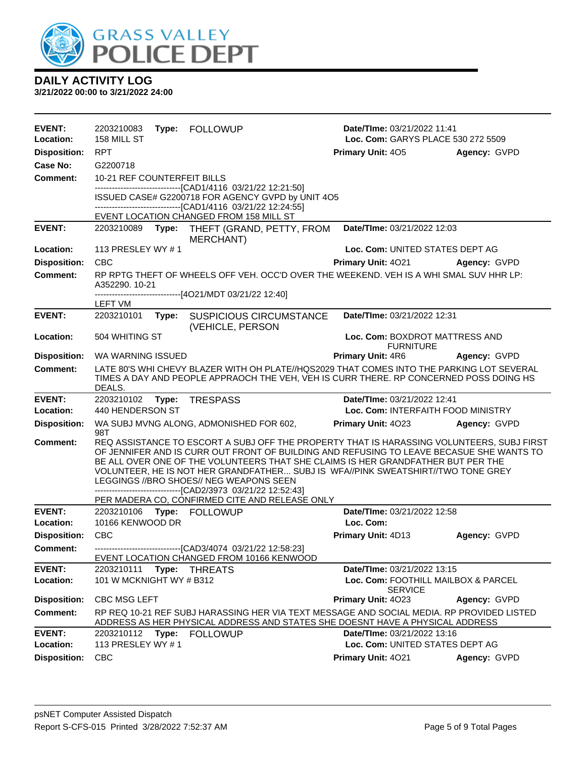GRASS VALLEY POLICE DEPT

## DAILY ACTIVITY LOG

**3/21/2022 00:00 to 3/21/2022 24:00**

---

**EVENT:** 2203210083 **Type:** FOLLOWUP **Date/TIme:** 03/21/2022 11:41
**Location:** 158 MILL ST **Loc. Com:** GARYS PLACE 530 272 5509
**Disposition:** RPT **Primary Unit:** 4O5 **Agency:** GVPD
**Case No:** G2200718
**Comment:** 10-21 REF COUNTERFEIT BILLS
------------------------------[CAD1/4116 03/21/22 12:21:50]
ISSUED CASE# G2200718 FOR AGENCY GVPD by UNIT 4O5
------------------------------[CAD1/4116 03/21/22 12:24:55]
EVENT LOCATION CHANGED FROM 158 MILL ST

---

**EVENT:** 2203210089 **Type:** THEFT (GRAND, PETTY, FROM MERCHANT) **Date/TIme:** 03/21/2022 12:03
**Location:** 113 PRESLEY WY # 1 **Loc. Com:** UNITED STATES DEPT AG
**Disposition:** CBC **Primary Unit:** 4O21 **Agency:** GVPD
**Comment:** RP RPTG THEFT OF WHEELS OFF VEH. OCC'D OVER THE WEEKEND. VEH IS A WHI SMAL SUV HHR LP: A352290. 10-21
------------------------------[4O21/MDT 03/21/22 12:40]
LEFT VM

---

**EVENT:** 2203210101 **Type:** SUSPICIOUS CIRCUMSTANCE (VEHICLE, PERSON **Date/TIme:** 03/21/2022 12:31
**Location:** 504 WHITING ST **Loc. Com:** BOXDROT MATTRESS AND FURNITURE
**Disposition:** WA WARNING ISSUED **Primary Unit:** 4R6 **Agency:** GVPD
**Comment:** LATE 80'S WHI CHEVY BLAZER WITH OH PLATE//HQS2029 THAT COMES INTO THE PARKING LOT SEVERAL TIMES A DAY AND PEOPLE APPRAOCH THE VEH, VEH IS CURR THERE. RP CONCERNED POSS DOING HS DEALS.

---

**EVENT:** 2203210102 **Type:** TRESPASS **Date/TIme:** 03/21/2022 12:41
**Location:** 440 HENDERSON ST **Loc. Com:** INTERFAITH FOOD MINISTRY
**Disposition:** WA SUBJ MVNG ALONG, ADMONISHED FOR 602, 98T **Primary Unit:** 4O23 **Agency:** GVPD
**Comment:** REQ ASSISTANCE TO ESCORT A SUBJ OFF THE PROPERTY THAT IS HARASSING VOLUNTEERS, SUBJ FIRST OF JENNIFER AND IS CURR OUT FRONT OF BUILDING AND REFUSING TO LEAVE BECASUE SHE WANTS TO BE ALL OVER ONE OF THE VOLUNTEERS THAT SHE CLAIMS IS HER GRANDFATHER BUT PER THE VOLUNTEER, HE IS NOT HER GRANDFATHER... SUBJ IS WFA//PINK SWEATSHIRT//TWO TONE GREY LEGGINGS //BRO SHOES// NEG WEAPONS SEEN
------------------------------[CAD2/3973 03/21/22 12:52:43]
PER MADERA CO, CONFIRMED CITE AND RELEASE ONLY

---

**EVENT:** 2203210106 **Type:** FOLLOWUP **Date/TIme:** 03/21/2022 12:58
**Location:** 10166 KENWOOD DR **Loc. Com:**
**Disposition:** CBC **Primary Unit:** 4D13 **Agency:** GVPD
**Comment:** ------------------------------[CAD3/4074 03/21/22 12:58:23]
EVENT LOCATION CHANGED FROM 10166 KENWOOD

---

**EVENT:** 2203210111 **Type:** THREATS **Date/TIme:** 03/21/2022 13:15
**Location:** 101 W MCKNIGHT WY # B312 **Loc. Com:** FOOTHILL MAILBOX & PARCEL SERVICE
**Disposition:** CBC MSG LEFT **Primary Unit:** 4O23 **Agency:** GVPD
**Comment:** RP REQ 10-21 REF SUBJ HARASSING HER VIA TEXT MESSAGE AND SOCIAL MEDIA. RP PROVIDED LISTED ADDRESS AS HER PHYSICAL ADDRESS AND STATES SHE DOESNT HAVE A PHYSICAL ADDRESS

---

**EVENT:** 2203210112 **Type:** FOLLOWUP **Date/TIme:** 03/21/2022 13:16
**Location:** 113 PRESLEY WY # 1 **Loc. Com:** UNITED STATES DEPT AG
**Disposition:** CBC **Primary Unit:** 4O21 **Agency:** GVPD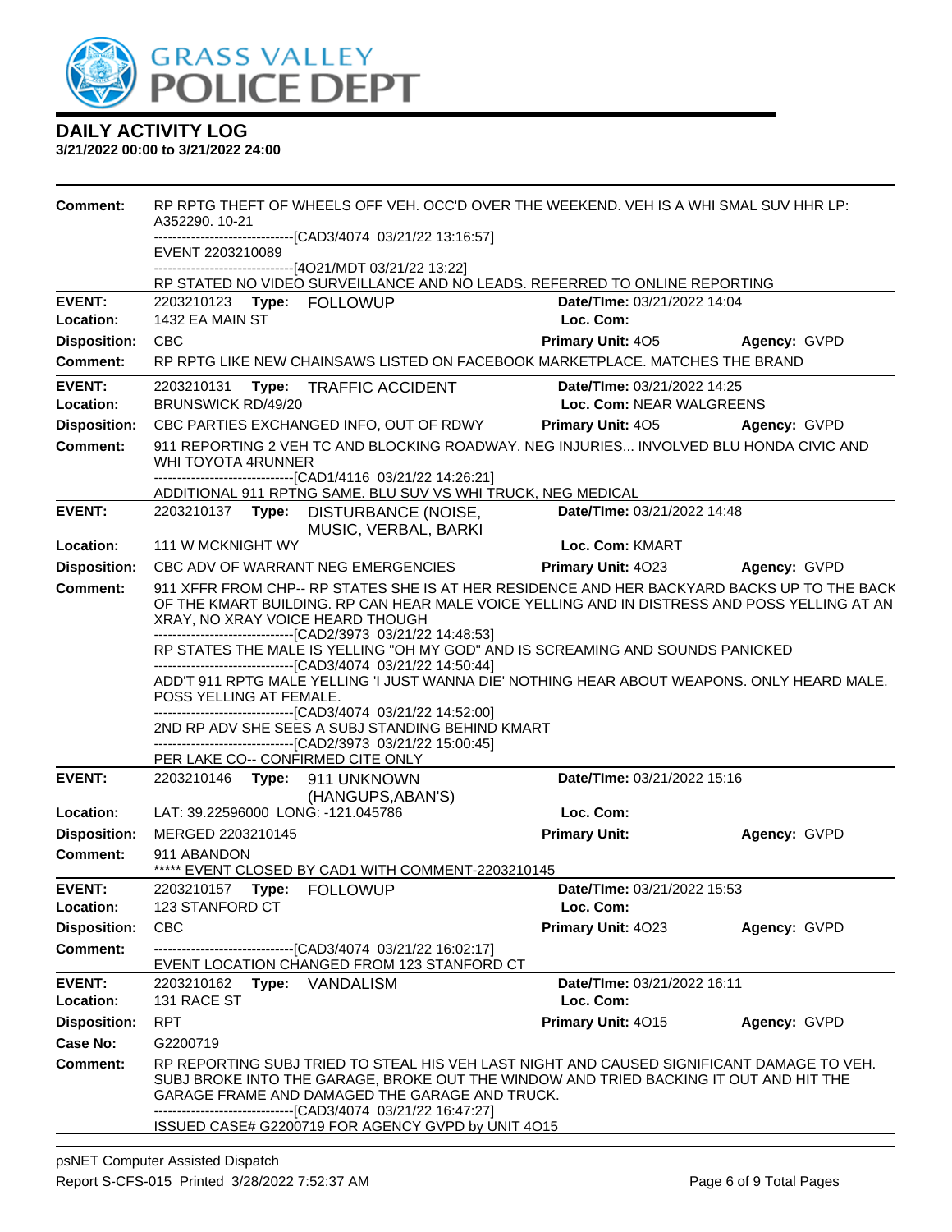# DAILY ACTIVITY LOG

**3/21/2022 00:00 to 3/21/2022 24:00**

**Comment:** RP RPTG THEFT OF WHEELS OFF VEH. OCC'D OVER THE WEEKEND. VEH IS A WHI SMAL SUV HHR LP: A352290. 10-21
------------------------------[CAD3/4074 03/21/22 13:16:57]
EVENT 2203210089
------------------------------[4O21/MDT 03/21/22 13:22]
RP STATED NO VIDEO SURVEILLANCE AND NO LEADS. REFERRED TO ONLINE REPORTING

---

**EVENT:** 2203210123 **Type:** FOLLOWUP **Date/TIme:** 03/21/2022 14:04
**Location:** 1432 EA MAIN ST **Loc. Com:**
**Disposition:** CBC **Primary Unit:** 4O5 **Agency:** GVPD
**Comment:** RP RPTG LIKE NEW CHAINSAWS LISTED ON FACEBOOK MARKETPLACE. MATCHES THE BRAND

---

**EVENT:** 2203210131 **Type:** TRAFFIC ACCIDENT **Date/TIme:** 03/21/2022 14:25
**Location:** BRUNSWICK RD/49/20 **Loc. Com:** NEAR WALGREENS
**Disposition:** CBC PARTIES EXCHANGED INFO, OUT OF RDWY **Primary Unit:** 4O5 **Agency:** GVPD
**Comment:** 911 REPORTING 2 VEH TC AND BLOCKING ROADWAY. NEG INJURIES... INVOLVED BLU HONDA CIVIC AND WHI TOYOTA 4RUNNER
------------------------------[CAD1/4116 03/21/22 14:26:21]
ADDITIONAL 911 RPTNG SAME. BLU SUV VS WHI TRUCK, NEG MEDICAL

---

**EVENT:** 2203210137 **Type:** DISTURBANCE (NOISE, MUSIC, VERBAL, BARKI **Date/TIme:** 03/21/2022 14:48
**Location:** 111 W MCKNIGHT WY **Loc. Com:** KMART
**Disposition:** CBC ADV OF WARRANT NEG EMERGENCIES **Primary Unit:** 4O23 **Agency:** GVPD
**Comment:** 911 XFFR FROM CHP-- RP STATES SHE IS AT HER RESIDENCE AND HER BACKYARD BACKS UP TO THE BACK OF THE KMART BUILDING. RP CAN HEAR MALE VOICE YELLING AND IN DISTRESS AND POSS YELLING AT AN XRAY, NO XRAY VOICE HEARD THOUGH
------------------------------[CAD2/3973 03/21/22 14:48:53]
RP STATES THE MALE IS YELLING "OH MY GOD" AND IS SCREAMING AND SOUNDS PANICKED
------------------------------[CAD3/4074 03/21/22 14:50:44]
ADD'T 911 RPTG MALE YELLING 'I JUST WANNA DIE' NOTHING HEAR ABOUT WEAPONS. ONLY HEARD MALE. POSS YELLING AT FEMALE.
------------------------------[CAD3/4074 03/21/22 14:52:00]
2ND RP ADV SHE SEES A SUBJ STANDING BEHIND KMART
------------------------------[CAD2/3973 03/21/22 15:00:45]
PER LAKE CO-- CONFIRMED CITE ONLY

---

**EVENT:** 2203210146 **Type:** 911 UNKNOWN (HANGUPS,ABAN'S) **Date/TIme:** 03/21/2022 15:16
**Location:** LAT: 39.22596000 LONG: -121.045786 **Loc. Com:**
**Disposition:** MERGED 2203210145 **Primary Unit:** **Agency:** GVPD
**Comment:** 911 ABANDON
***** EVENT CLOSED BY CAD1 WITH COMMENT-2203210145

---

**EVENT:** 2203210157 **Type:** FOLLOWUP **Date/TIme:** 03/21/2022 15:53
**Location:** 123 STANFORD CT **Loc. Com:**
**Disposition:** CBC **Primary Unit:** 4O23 **Agency:** GVPD
**Comment:** ------------------------------[CAD3/4074 03/21/22 16:02:17]
EVENT LOCATION CHANGED FROM 123 STANFORD CT

---

**EVENT:** 2203210162 **Type:** VANDALISM **Date/TIme:** 03/21/2022 16:11
**Location:** 131 RACE ST **Loc. Com:**
**Disposition:** RPT **Primary Unit:** 4O15 **Agency:** GVPD
**Case No:** G2200719
**Comment:** RP REPORTING SUBJ TRIED TO STEAL HIS VEH LAST NIGHT AND CAUSED SIGNIFICANT DAMAGE TO VEH. SUBJ BROKE INTO THE GARAGE, BROKE OUT THE WINDOW AND TRIED BACKING IT OUT AND HIT THE GARAGE FRAME AND DAMAGED THE GARAGE AND TRUCK.
------------------------------[CAD3/4074 03/21/22 16:47:27]
ISSUED CASE# G2200719 FOR AGENCY GVPD by UNIT 4O15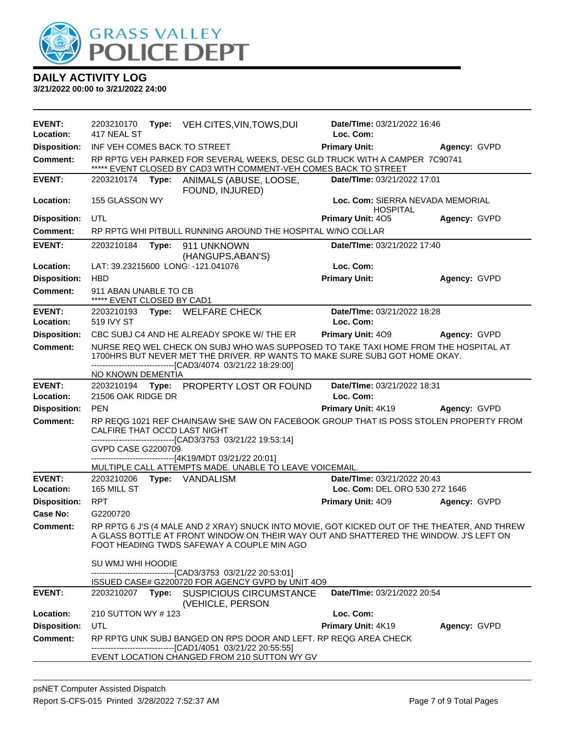# GRASS VALLEY POLICE DEPT

## DAILY ACTIVITY LOG

**3/21/2022 00:00 to 3/21/2022 24:00**

---

**EVENT:** 2203210170 **Type:** VEH CITES,VIN,TOWS,DUI **Date/TIme:** 03/21/2022 16:46
**Location:** 417 NEAL ST **Loc. Com:**
**Disposition:** INF VEH COMES BACK TO STREET **Primary Unit:** **Agency:** GVPD
**Comment:** RP RPTG VEH PARKED FOR SEVERAL WEEKS, DESC GLD TRUCK WITH A CAMPER 7C90741
***** EVENT CLOSED BY CAD3 WITH COMMENT-VEH COMES BACK TO STREET

---

**EVENT:** 2203210174 **Type:** ANIMALS (ABUSE, LOOSE, FOUND, INJURED) **Date/TIme:** 03/21/2022 17:01
**Location:** 155 GLASSON WY **Loc. Com:** SIERRA NEVADA MEMORIAL HOSPITAL
**Disposition:** UTL **Primary Unit:** 4O5 **Agency:** GVPD
**Comment:** RP RPTG WHI PITBULL RUNNING AROUND THE HOSPITAL W/NO COLLAR

---

**EVENT:** 2203210184 **Type:** 911 UNKNOWN (HANGUPS,ABAN'S) **Date/TIme:** 03/21/2022 17:40
**Location:** LAT: 39.23215600 LONG: -121.041076 **Loc. Com:**
**Disposition:** HBD **Primary Unit:** **Agency:** GVPD
**Comment:** 911 ABAN UNABLE TO CB
***** EVENT CLOSED BY CAD1

---

**EVENT:** 2203210193 **Type:** WELFARE CHECK **Date/TIme:** 03/21/2022 18:28
**Location:** 519 IVY ST **Loc. Com:**
**Disposition:** CBC SUBJ C4 AND HE ALREADY SPOKE W/ THE ER **Primary Unit:** 4O9 **Agency:** GVPD
**Comment:** NURSE REQ WEL CHECK ON SUBJ WHO WAS SUPPOSED TO TAKE TAXI HOME FROM THE HOSPITAL AT 1700HRS BUT NEVER MET THE DRIVER. RP WANTS TO MAKE SURE SUBJ GOT HOME OKAY.
------------------------------[CAD3/4074 03/21/22 18:29:00]
NO KNOWN DEMENTIA

---

**EVENT:** 2203210194 **Type:** PROPERTY LOST OR FOUND **Date/TIme:** 03/21/2022 18:31
**Location:** 21506 OAK RIDGE DR **Loc. Com:**
**Disposition:** PEN **Primary Unit:** 4K19 **Agency:** GVPD
**Comment:** RP REQG 1021 REF CHAINSAW SHE SAW ON FACEBOOK GROUP THAT IS POSS STOLEN PROPERTY FROM CALFIRE THAT OCCD LAST NIGHT
------------------------------[CAD3/3753 03/21/22 19:53:14]
GVPD CASE G2200709
------------------------------[4K19/MDT 03/21/22 20:01]
MULTIPLE CALL ATTEMPTS MADE. UNABLE TO LEAVE VOICEMAIL.

---

**EVENT:** 2203210206 **Type:** VANDALISM **Date/TIme:** 03/21/2022 20:43
**Location:** 165 MILL ST **Loc. Com:** DEL ORO 530 272 1646
**Disposition:** RPT **Primary Unit:** 4O9 **Agency:** GVPD
**Case No:** G2200720
**Comment:** RP RPTG 6 J'S (4 MALE AND 2 XRAY) SNUCK INTO MOVIE, GOT KICKED OUT OF THE THEATER, AND THREW A GLASS BOTTLE AT FRONT WINDOW ON THEIR WAY OUT AND SHATTERED THE WINDOW. J'S LEFT ON FOOT HEADING TWDS SAFEWAY A COUPLE MIN AGO

SU WMJ WHI HOODIE
------------------------------[CAD3/3753 03/21/22 20:53:01]
ISSUED CASE# G2200720 FOR AGENCY GVPD by UNIT 4O9

---

**EVENT:** 2203210207 **Type:** SUSPICIOUS CIRCUMSTANCE (VEHICLE, PERSON **Date/TIme:** 03/21/2022 20:54
**Location:** 210 SUTTON WY # 123 **Loc. Com:**
**Disposition:** UTL **Primary Unit:** 4K19 **Agency:** GVPD
**Comment:** RP RPTG UNK SUBJ BANGED ON RPS DOOR AND LEFT. RP REQG AREA CHECK
------------------------------[CAD1/4051 03/21/22 20:55:55]
EVENT LOCATION CHANGED FROM 210 SUTTON WY GV

---

psNET Computer Assisted Dispatch
Report S-CFS-015 Printed 3/28/2022 7:52:37 AM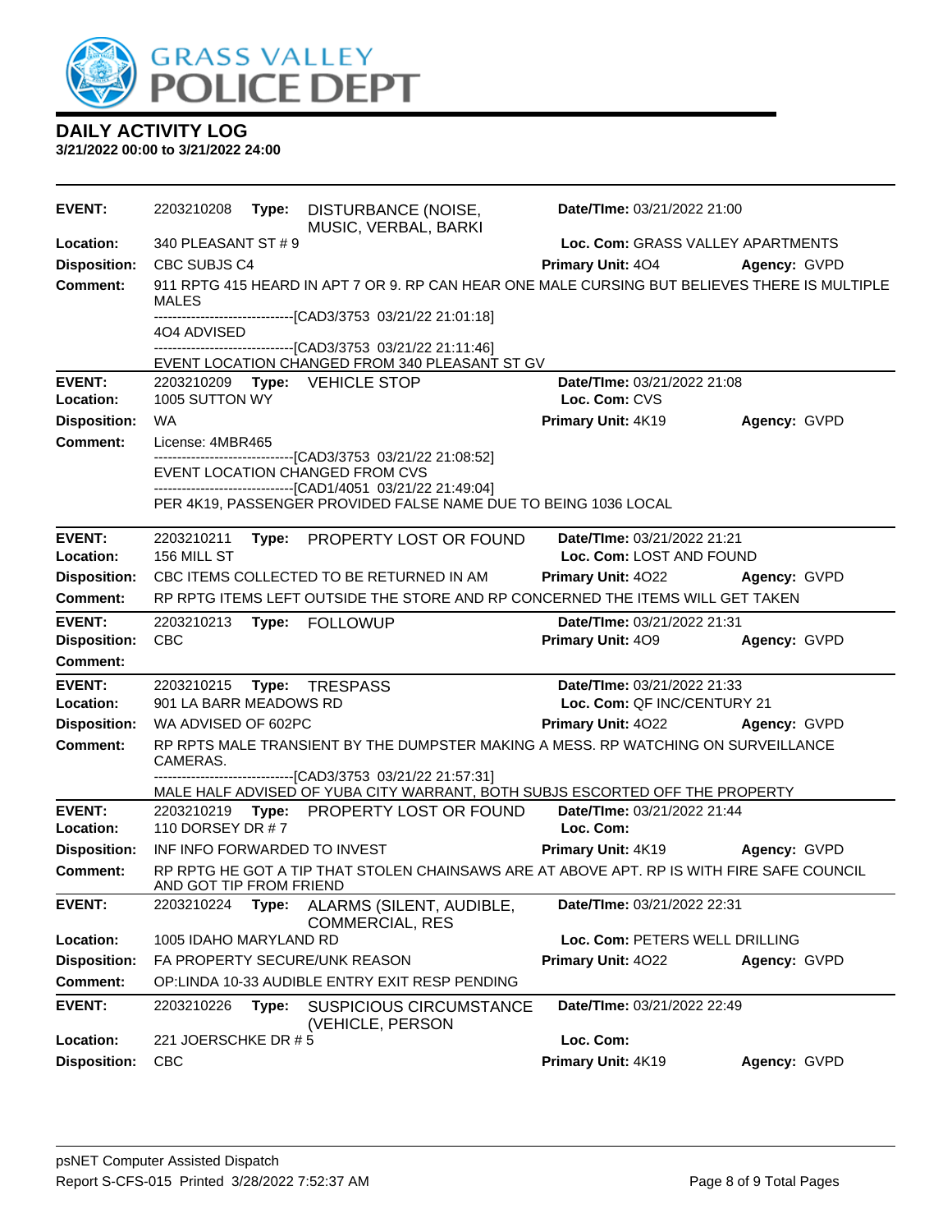# DAILY ACTIVITY LOG

**3/21/2022 00:00 to 3/21/2022 24:00**

---

**EVENT:** 2203210208 **Type:** DISTURBANCE (NOISE, MUSIC, VERBAL, BARKI **Date/TIme:** 03/21/2022 21:00
**Location:** 340 PLEASANT ST # 9 **Loc. Com:** GRASS VALLEY APARTMENTS
**Disposition:** CBC SUBJS C4 **Primary Unit:** 4O4 **Agency:** GVPD
**Comment:** 911 RPTG 415 HEARD IN APT 7 OR 9. RP CAN HEAR ONE MALE CURSING BUT BELIEVES THERE IS MULTIPLE MALES

------------------------------[CAD3/3753 03/21/22 21:01:18]
4O4 ADVISED
------------------------------[CAD3/3753 03/21/22 21:11:46]
EVENT LOCATION CHANGED FROM 340 PLEASANT ST GV

---

**EVENT:** 2203210209 **Type:** VEHICLE STOP **Date/TIme:** 03/21/2022 21:08
**Location:** 1005 SUTTON WY **Loc. Com:** CVS
**Disposition:** WA **Primary Unit:** 4K19 **Agency:** GVPD
**Comment:** License: 4MBR465

------------------------------[CAD3/3753 03/21/22 21:08:52]
EVENT LOCATION CHANGED FROM CVS
------------------------------[CAD1/4051 03/21/22 21:49:04]
PER 4K19, PASSENGER PROVIDED FALSE NAME DUE TO BEING 1036 LOCAL

---

**EVENT:** 2203210211 **Type:** PROPERTY LOST OR FOUND **Date/TIme:** 03/21/2022 21:21
**Location:** 156 MILL ST **Loc. Com:** LOST AND FOUND
**Disposition:** CBC ITEMS COLLECTED TO BE RETURNED IN AM **Primary Unit:** 4O22 **Agency:** GVPD
**Comment:** RP RPTG ITEMS LEFT OUTSIDE THE STORE AND RP CONCERNED THE ITEMS WILL GET TAKEN

---

**EVENT:** 2203210213 **Type:** FOLLOWUP **Date/TIme:** 03/21/2022 21:31
**Disposition:** CBC **Primary Unit:** 4O9 **Agency:** GVPD
**Comment:**

---

**EVENT:** 2203210215 **Type:** TRESPASS **Date/TIme:** 03/21/2022 21:33
**Location:** 901 LA BARR MEADOWS RD **Loc. Com:** QF INC/CENTURY 21
**Disposition:** WA ADVISED OF 602PC **Primary Unit:** 4O22 **Agency:** GVPD
**Comment:** RP RPTS MALE TRANSIENT BY THE DUMPSTER MAKING A MESS. RP WATCHING ON SURVEILLANCE CAMERAS.

------------------------------[CAD3/3753 03/21/22 21:57:31]
MALE HALF ADVISED OF YUBA CITY WARRANT, BOTH SUBJS ESCORTED OFF THE PROPERTY

---

**EVENT:** 2203210219 **Type:** PROPERTY LOST OR FOUND **Date/TIme:** 03/21/2022 21:44
**Location:** 110 DORSEY DR # 7 **Loc. Com:**
**Disposition:** INF INFO FORWARDED TO INVEST **Primary Unit:** 4K19 **Agency:** GVPD
**Comment:** RP RPTG HE GOT A TIP THAT STOLEN CHAINSAWS ARE AT ABOVE APT. RP IS WITH FIRE SAFE COUNCIL AND GOT TIP FROM FRIEND

---

**EVENT:** 2203210224 **Type:** ALARMS (SILENT, AUDIBLE, COMMERCIAL, RES **Date/TIme:** 03/21/2022 22:31
**Location:** 1005 IDAHO MARYLAND RD **Loc. Com:** PETERS WELL DRILLING
**Disposition:** FA PROPERTY SECURE/UNK REASON **Primary Unit:** 4O22 **Agency:** GVPD
**Comment:** OP:LINDA 10-33 AUDIBLE ENTRY EXIT RESP PENDING

---

**EVENT:** 2203210226 **Type:** SUSPICIOUS CIRCUMSTANCE (VEHICLE, PERSON **Date/TIme:** 03/21/2022 22:49
**Location:** 221 JOERSCHKE DR # 5 **Loc. Com:**
**Disposition:** CBC **Primary Unit:** 4K19 **Agency:** GVPD

---

psNET Computer Assisted Dispatch
Report S-CFS-015 Printed 3/28/2022 7:52:37 AM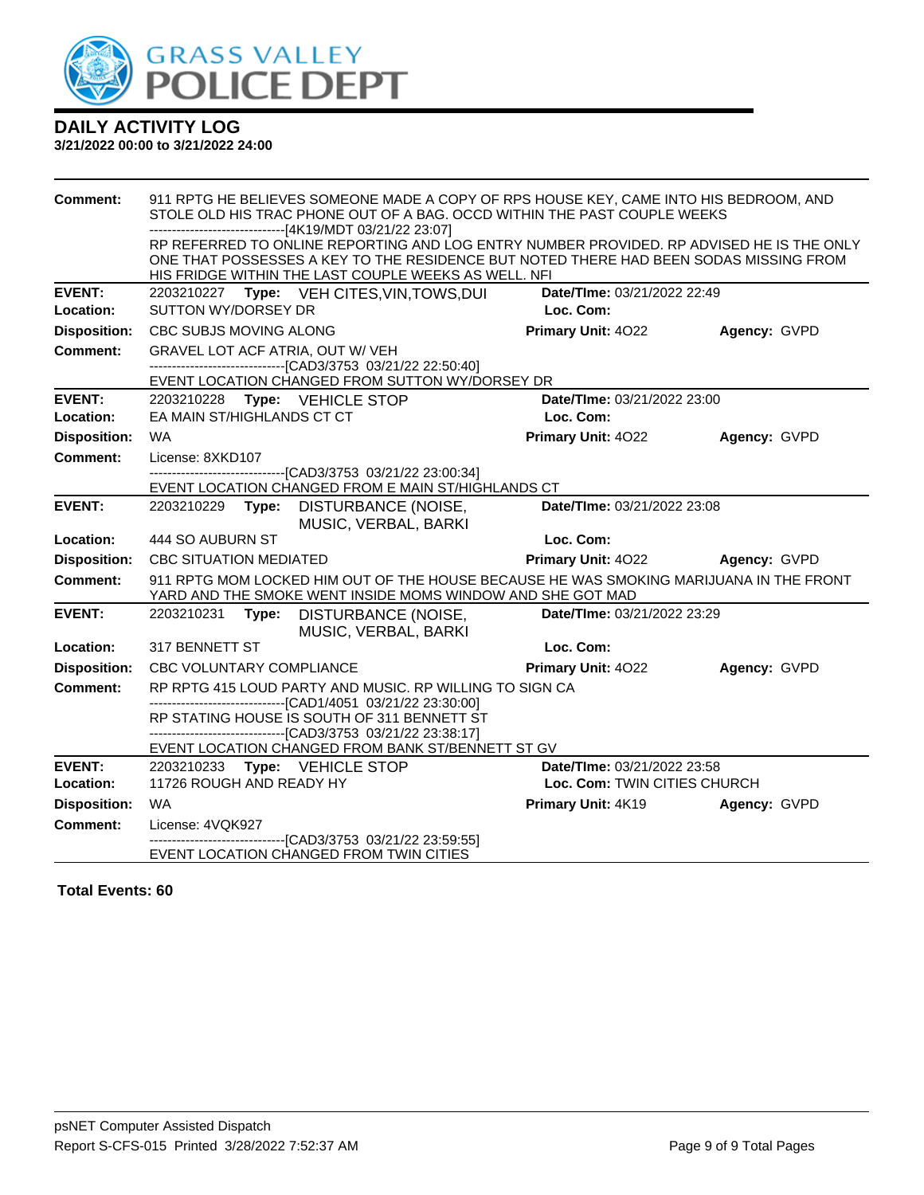# GRASS VALLEY POLICE DEPT

## DAILY ACTIVITY LOG

**3/21/2022 00:00 to 3/21/2022 24:00**

**Comment:** 911 RPTG HE BELIEVES SOMEONE MADE A COPY OF RPS HOUSE KEY, CAME INTO HIS BEDROOM, AND STOLE OLD HIS TRAC PHONE OUT OF A BAG. OCCD WITHIN THE PAST COUPLE WEEKS
------------------------------[4K19/MDT 03/21/22 23:07]
RP REFERRED TO ONLINE REPORTING AND LOG ENTRY NUMBER PROVIDED. RP ADVISED HE IS THE ONLY ONE THAT POSSESSES A KEY TO THE RESIDENCE BUT NOTED THERE HAD BEEN SODAS MISSING FROM HIS FRIDGE WITHIN THE LAST COUPLE WEEKS AS WELL. NFI

---

**EVENT:** 2203210227 **Type:** VEH CITES,VIN,TOWS,DUI **Date/TIme:** 03/21/2022 22:49
**Location:** SUTTON WY/DORSEY DR **Loc. Com:**
**Disposition:** CBC SUBJS MOVING ALONG **Primary Unit:** 4O22 **Agency:** GVPD
**Comment:** GRAVEL LOT ACF ATRIA, OUT W/ VEH
------------------------------[CAD3/3753 03/21/22 22:50:40]
EVENT LOCATION CHANGED FROM SUTTON WY/DORSEY DR

---

**EVENT:** 2203210228 **Type:** VEHICLE STOP **Date/TIme:** 03/21/2022 23:00
**Location:** EA MAIN ST/HIGHLANDS CT CT **Loc. Com:**
**Disposition:** WA **Primary Unit:** 4O22 **Agency:** GVPD
**Comment:** License: 8XKD107
------------------------------[CAD3/3753 03/21/22 23:00:34]
EVENT LOCATION CHANGED FROM E MAIN ST/HIGHLANDS CT

---

**EVENT:** 2203210229 **Type:** DISTURBANCE (NOISE, MUSIC, VERBAL, BARKI **Date/TIme:** 03/21/2022 23:08
**Location:** 444 SO AUBURN ST **Loc. Com:**
**Disposition:** CBC SITUATION MEDIATED **Primary Unit:** 4O22 **Agency:** GVPD
**Comment:** 911 RPTG MOM LOCKED HIM OUT OF THE HOUSE BECAUSE HE WAS SMOKING MARIJUANA IN THE FRONT YARD AND THE SMOKE WENT INSIDE MOMS WINDOW AND SHE GOT MAD

---

**EVENT:** 2203210231 **Type:** DISTURBANCE (NOISE, MUSIC, VERBAL, BARKI **Date/TIme:** 03/21/2022 23:29
**Location:** 317 BENNETT ST **Loc. Com:**
**Disposition:** CBC VOLUNTARY COMPLIANCE **Primary Unit:** 4O22 **Agency:** GVPD
**Comment:** RP RPTG 415 LOUD PARTY AND MUSIC. RP WILLING TO SIGN CA
------------------------------[CAD1/4051 03/21/22 23:30:00]
RP STATING HOUSE IS SOUTH OF 311 BENNETT ST
------------------------------[CAD3/3753 03/21/22 23:38:17]
EVENT LOCATION CHANGED FROM BANK ST/BENNETT ST GV

---

**EVENT:** 2203210233 **Type:** VEHICLE STOP **Date/TIme:** 03/21/2022 23:58
**Location:** 11726 ROUGH AND READY HY **Loc. Com:** TWIN CITIES CHURCH
**Disposition:** WA **Primary Unit:** 4K19 **Agency:** GVPD
**Comment:** License: 4VQK927
------------------------------[CAD3/3753 03/21/22 23:59:55]
EVENT LOCATION CHANGED FROM TWIN CITIES

---

**Total Events: 60**

psNET Computer Assisted Dispatch
Report S-CFS-015 Printed 3/28/2022 7:52:37 AM